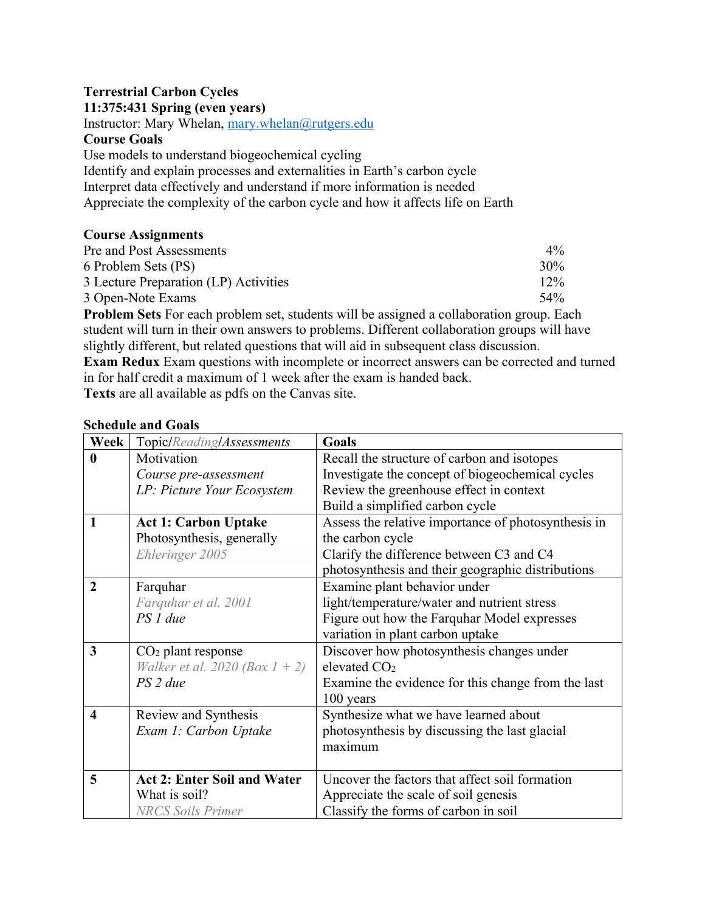**Terrestrial Carbon Cycles**
**11:375:431 Spring (even years)**
Instructor: Mary Whelan, [mary.whelan@rutgers.edu](mailto:mary.whelan@rutgers.edu)

**Course Goals**

Use models to understand biogeochemical cycling
Identify and explain processes and externalities in Earth's carbon cycle
Interpret data effectively and understand if more information is needed
Appreciate the complexity of the carbon cycle and how it affects life on Earth

**Course Assignments**

| | |
|---|---|
| Pre and Post Assessments | 4% |
| 6 Problem Sets (PS) | 30% |
| 3 Lecture Preparation (LP) Activities | 12% |
| 3 Open-Note Exams | 54% |

**Problem Sets** For each problem set, students will be assigned a collaboration group. Each student will turn in their own answers to problems. Different collaboration groups will have slightly different, but related questions that will aid in subsequent class discussion.
**Exam Redux** Exam questions with incomplete or incorrect answers can be corrected and turned in for half credit a maximum of 1 week after the exam is handed back.
**Texts** are all available as pdfs on the Canvas site.

**Schedule and Goals**

| Week | Topic/*Reading*/*Assessments* | Goals |
|---|---|---|
| **0** | Motivation<br>*Course pre-assessment*<br>*LP: Picture Your Ecosystem* | Recall the structure of carbon and isotopes<br>Investigate the concept of biogeochemical cycles<br>Review the greenhouse effect in context<br>Build a simplified carbon cycle |
| **1** | **Act 1: Carbon Uptake**<br>Photosynthesis, generally<br>*Ehleringer 2005* | Assess the relative importance of photosynthesis in the carbon cycle<br>Clarify the difference between C3 and C4 photosynthesis and their geographic distributions |
| **2** | Farquhar<br>*Farquhar et al. 2001*<br>*PS 1 due* | Examine plant behavior under light/temperature/water and nutrient stress<br>Figure out how the Farquhar Model expresses variation in plant carbon uptake |
| **3** | $CO_2$ plant response<br>*Walker et al. 2020 (Box 1 + 2)*<br>*PS 2 due* | Discover how photosynthesis changes under elevated $CO_2$<br>Examine the evidence for this change from the last 100 years |
| **4** | Review and Synthesis<br>*Exam 1: Carbon Uptake* | Synthesize what we have learned about photosynthesis by discussing the last glacial maximum |
| **5** | **Act 2: Enter Soil and Water**<br>What is soil?<br>*NRCS Soils Primer* | Uncover the factors that affect soil formation<br>Appreciate the scale of soil genesis<br>Classify the forms of carbon in soil |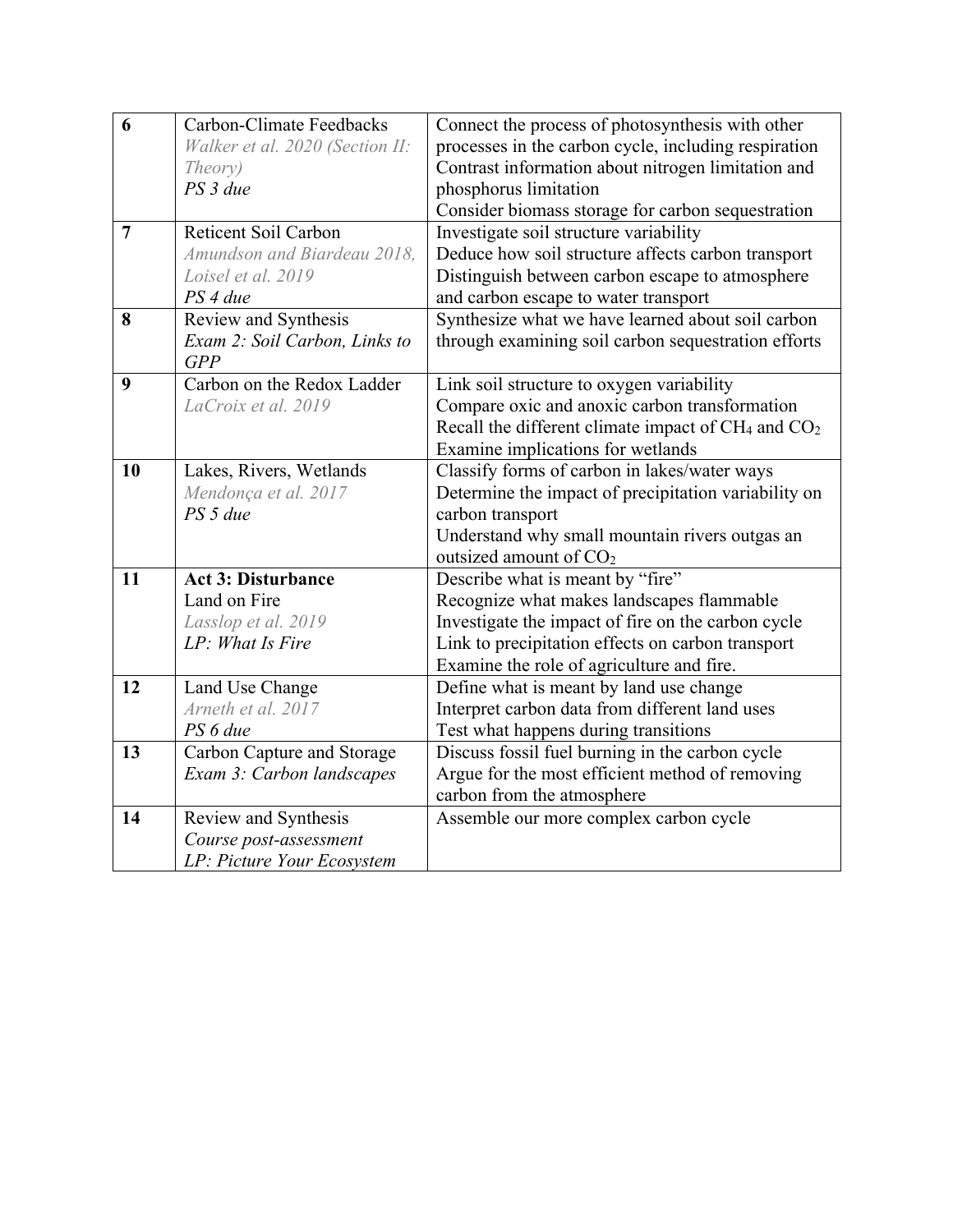| | | |
|---|---|---|
| **6** | Carbon-Climate Feedbacks<br>*Walker et al. 2020 (Section II: Theory)*<br>*PS 3 due* | Connect the process of photosynthesis with other processes in the carbon cycle, including respiration<br>Contrast information about nitrogen limitation and phosphorus limitation<br>Consider biomass storage for carbon sequestration |
| **7** | Reticent Soil Carbon<br>*Amundson and Biardeau 2018, Loisel et al. 2019*<br>*PS 4 due* | Investigate soil structure variability<br>Deduce how soil structure affects carbon transport<br>Distinguish between carbon escape to atmosphere and carbon escape to water transport |
| **8** | Review and Synthesis<br>*Exam 2: Soil Carbon, Links to GPP* | Synthesize what we have learned about soil carbon through examining soil carbon sequestration efforts |
| **9** | Carbon on the Redox Ladder<br>*LaCroix et al. 2019* | Link soil structure to oxygen variability<br>Compare oxic and anoxic carbon transformation<br>Recall the different climate impact of $CH_4$ and $CO_2$<br>Examine implications for wetlands |
| **10** | Lakes, Rivers, Wetlands<br>*Mendonça et al. 2017*<br>*PS 5 due* | Classify forms of carbon in lakes/water ways<br>Determine the impact of precipitation variability on carbon transport<br>Understand why small mountain rivers outgas an outsized amount of $CO_2$ |
| **11** | **Act 3: Disturbance**<br>Land on Fire<br>*Lasslop et al. 2019*<br>*LP: What Is Fire* | Describe what is meant by "fire"<br>Recognize what makes landscapes flammable<br>Investigate the impact of fire on the carbon cycle<br>Link to precipitation effects on carbon transport<br>Examine the role of agriculture and fire. |
| **12** | Land Use Change<br>*Arneth et al. 2017*<br>*PS 6 due* | Define what is meant by land use change<br>Interpret carbon data from different land uses<br>Test what happens during transitions |
| **13** | Carbon Capture and Storage<br>*Exam 3: Carbon landscapes* | Discuss fossil fuel burning in the carbon cycle<br>Argue for the most efficient method of removing carbon from the atmosphere |
| **14** | Review and Synthesis<br>*Course post-assessment*<br>*LP: Picture Your Ecosystem* | Assemble our more complex carbon cycle |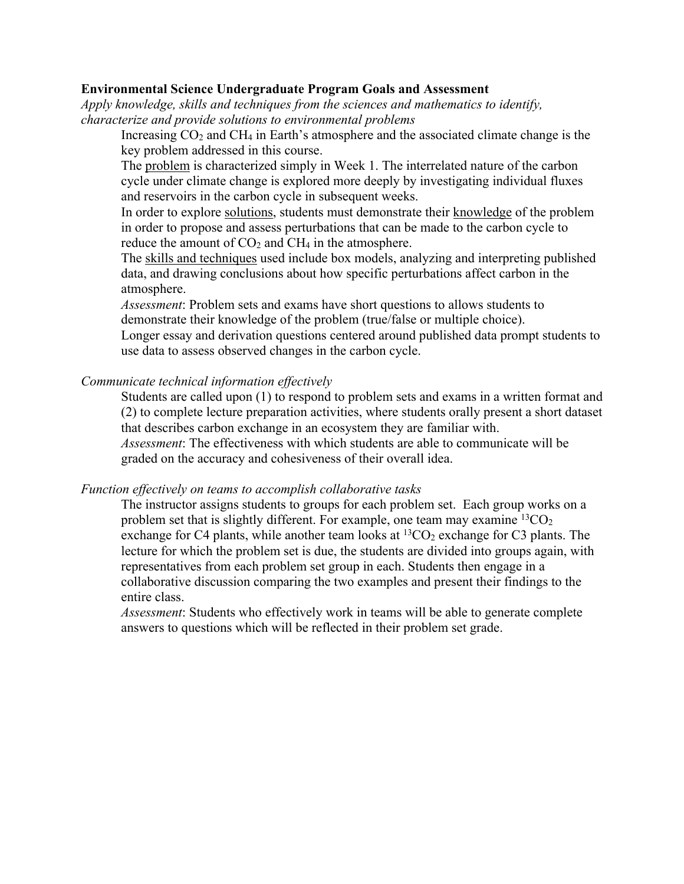**Environmental Science Undergraduate Program Goals and Assessment**

*Apply knowledge, skills and techniques from the sciences and mathematics to identify, characterize and provide solutions to environmental problems*

Increasing $CO_2$ and $CH_4$ in Earth's atmosphere and the associated climate change is the key problem addressed in this course.

The <u>problem</u> is characterized simply in Week 1. The interrelated nature of the carbon cycle under climate change is explored more deeply by investigating individual fluxes and reservoirs in the carbon cycle in subsequent weeks.

In order to explore <u>solutions</u>, students must demonstrate their <u>knowledge</u> of the problem in order to propose and assess perturbations that can be made to the carbon cycle to reduce the amount of $CO_2$ and $CH_4$ in the atmosphere.

The <u>skills and techniques</u> used include box models, analyzing and interpreting published data, and drawing conclusions about how specific perturbations affect carbon in the atmosphere.

*Assessment*: Problem sets and exams have short questions to allows students to demonstrate their knowledge of the problem (true/false or multiple choice).

Longer essay and derivation questions centered around published data prompt students to use data to assess observed changes in the carbon cycle.

*Communicate technical information effectively*

Students are called upon (1) to respond to problem sets and exams in a written format and (2) to complete lecture preparation activities, where students orally present a short dataset that describes carbon exchange in an ecosystem they are familiar with.

*Assessment*: The effectiveness with which students are able to communicate will be graded on the accuracy and cohesiveness of their overall idea.

*Function effectively on teams to accomplish collaborative tasks*

The instructor assigns students to groups for each problem set. Each group works on a problem set that is slightly different. For example, one team may examine $^{13}CO_2$ exchange for C4 plants, while another team looks at $^{13}CO_2$ exchange for C3 plants. The lecture for which the problem set is due, the students are divided into groups again, with representatives from each problem set group in each. Students then engage in a collaborative discussion comparing the two examples and present their findings to the entire class.

*Assessment*: Students who effectively work in teams will be able to generate complete answers to questions which will be reflected in their problem set grade.